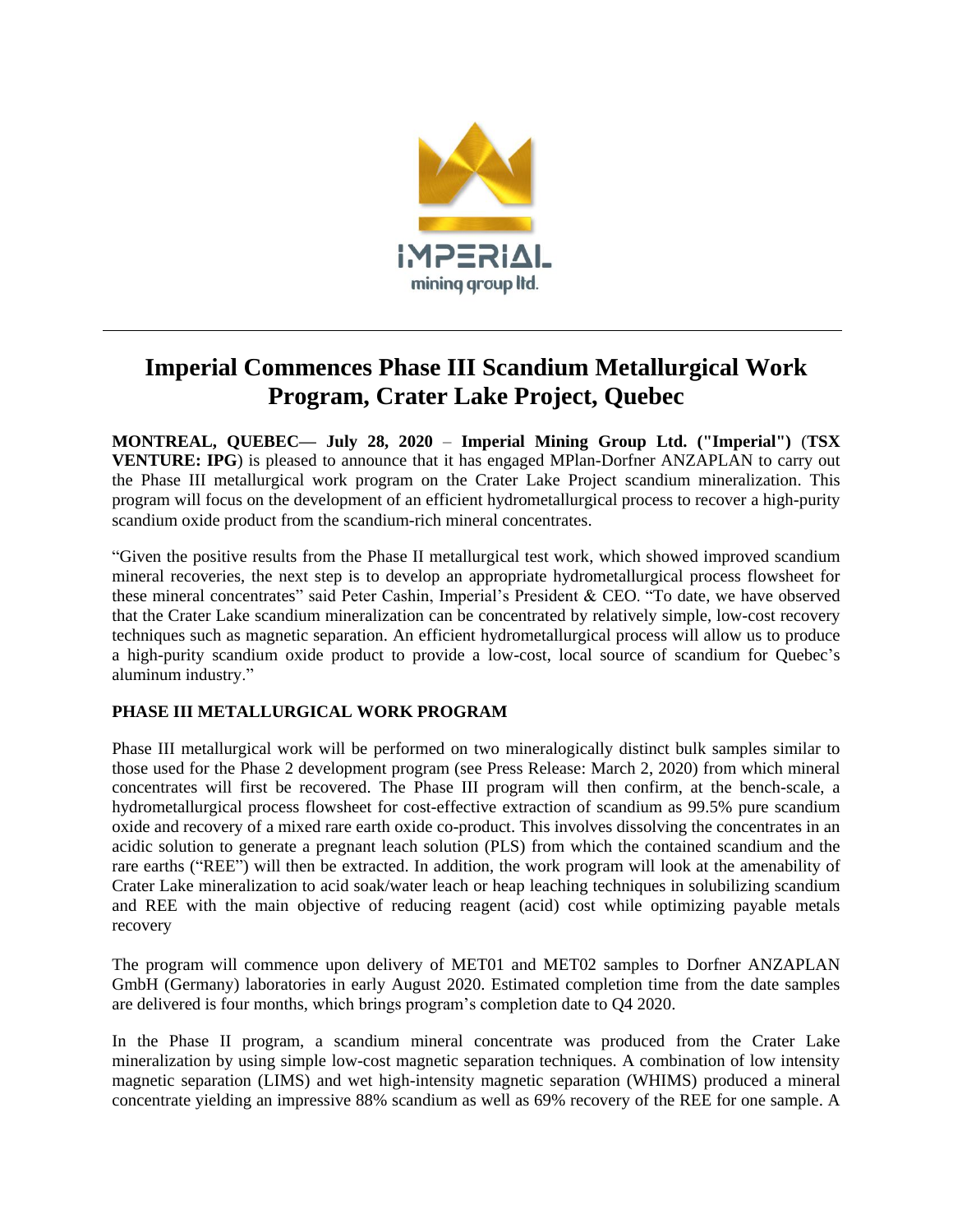# Imperial Commences Phase III Scandium Metallurgical Work Program, Crater Lake Project, Quebec

**MONTREAL, QUEBEC— July 28, 2020** – **Imperial Mining Group Ltd. ("Imperial")** (**TSX VENTURE: IPG**) is pleased to announce that it has engaged MPlan-Dorfner ANZAPLAN to carry out the Phase III metallurgical work program on the Crater Lake Project scandium mineralization. This program will focus on the development of an efficient hydrometallurgical process to recover a high-purity scandium oxide product from the scandium-rich mineral concentrates.

"Given the positive results from the Phase II metallurgical test work, which showed improved scandium mineral recoveries, the next step is to develop an appropriate hydrometallurgical process flowsheet for these mineral concentrates" said Peter Cashin, Imperial's President & CEO. "To date, we have observed that the Crater Lake scandium mineralization can be concentrated by relatively simple, low-cost recovery techniques such as magnetic separation. An efficient hydrometallurgical process will allow us to produce a high-purity scandium oxide product to provide a low-cost, local source of scandium for Quebec's aluminum industry."

## PHASE III METALLURGICAL WORK PROGRAM

Phase III metallurgical work will be performed on two mineralogically distinct bulk samples similar to those used for the Phase 2 development program (see Press Release: March 2, 2020) from which mineral concentrates will first be recovered. The Phase III program will then confirm, at the bench-scale, a hydrometallurgical process flowsheet for cost-effective extraction of scandium as 99.5% pure scandium oxide and recovery of a mixed rare earth oxide co-product. This involves dissolving the concentrates in an acidic solution to generate a pregnant leach solution (PLS) from which the contained scandium and the rare earths ("REE") will then be extracted. In addition, the work program will look at the amenability of Crater Lake mineralization to acid soak/water leach or heap leaching techniques in solubilizing scandium and REE with the main objective of reducing reagent (acid) cost while optimizing payable metals recovery

The program will commence upon delivery of MET01 and MET02 samples to Dorfner ANZAPLAN GmbH (Germany) laboratories in early August 2020. Estimated completion time from the date samples are delivered is four months, which brings program's completion date to Q4 2020.

In the Phase II program, a scandium mineral concentrate was produced from the Crater Lake mineralization by using simple low-cost magnetic separation techniques. A combination of low intensity magnetic separation (LIMS) and wet high-intensity magnetic separation (WHIMS) produced a mineral concentrate yielding an impressive 88% scandium as well as 69% recovery of the REE for one sample. A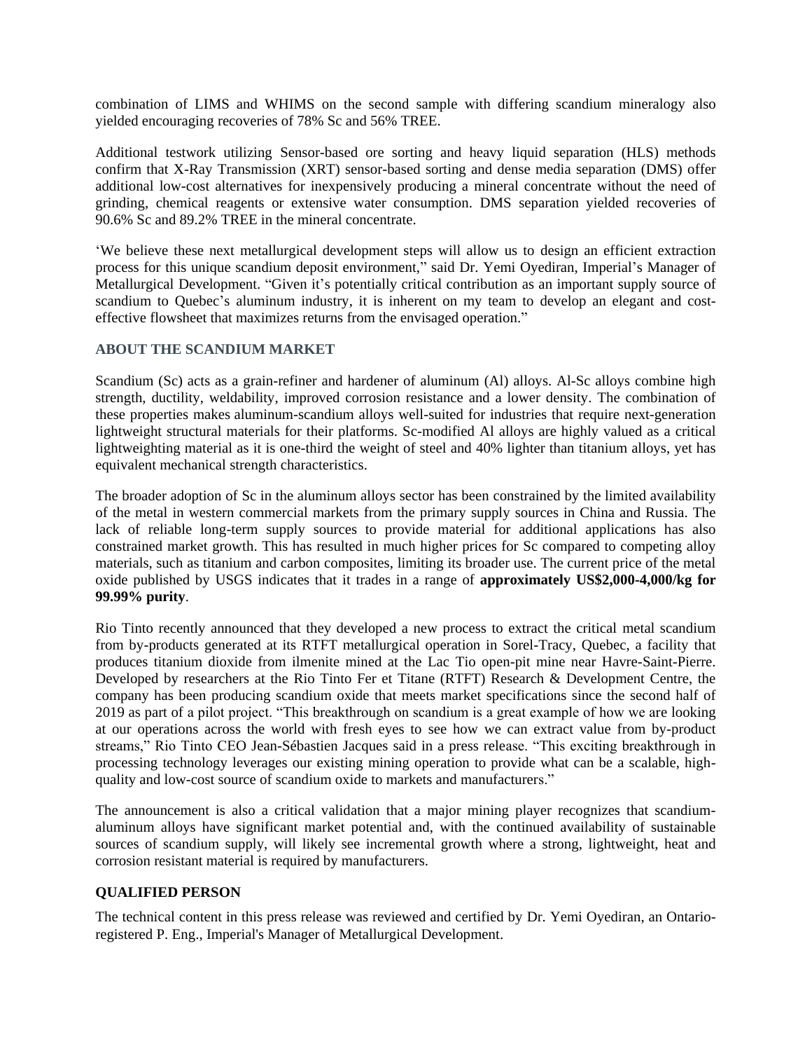combination of LIMS and WHIMS on the second sample with differing scandium mineralogy also yielded encouraging recoveries of 78% Sc and 56% TREE.

Additional testwork utilizing Sensor-based ore sorting and heavy liquid separation (HLS) methods confirm that X-Ray Transmission (XRT) sensor-based sorting and dense media separation (DMS) offer additional low-cost alternatives for inexpensively producing a mineral concentrate without the need of grinding, chemical reagents or extensive water consumption. DMS separation yielded recoveries of 90.6% Sc and 89.2% TREE in the mineral concentrate.

'We believe these next metallurgical development steps will allow us to design an efficient extraction process for this unique scandium deposit environment," said Dr. Yemi Oyediran, Imperial's Manager of Metallurgical Development. "Given it's potentially critical contribution as an important supply source of scandium to Quebec's aluminum industry, it is inherent on my team to develop an elegant and cost-effective flowsheet that maximizes returns from the envisaged operation."

## ABOUT THE SCANDIUM MARKET

Scandium (Sc) acts as a grain-refiner and hardener of aluminum (Al) alloys. Al-Sc alloys combine high strength, ductility, weldability, improved corrosion resistance and a lower density. The combination of these properties makes aluminum-scandium alloys well-suited for industries that require next-generation lightweight structural materials for their platforms. Sc-modified Al alloys are highly valued as a critical lightweighting material as it is one-third the weight of steel and 40% lighter than titanium alloys, yet has equivalent mechanical strength characteristics.

The broader adoption of Sc in the aluminum alloys sector has been constrained by the limited availability of the metal in western commercial markets from the primary supply sources in China and Russia. The lack of reliable long-term supply sources to provide material for additional applications has also constrained market growth. This has resulted in much higher prices for Sc compared to competing alloy materials, such as titanium and carbon composites, limiting its broader use. The current price of the metal oxide published by USGS indicates that it trades in a range of **approximately US$2,000-4,000/kg for 99.99% purity**.

Rio Tinto recently announced that they developed a new process to extract the critical metal scandium from by-products generated at its RTFT metallurgical operation in Sorel-Tracy, Quebec, a facility that produces titanium dioxide from ilmenite mined at the Lac Tio open-pit mine near Havre-Saint-Pierre. Developed by researchers at the Rio Tinto Fer et Titane (RTFT) Research & Development Centre, the company has been producing scandium oxide that meets market specifications since the second half of 2019 as part of a pilot project. "This breakthrough on scandium is a great example of how we are looking at our operations across the world with fresh eyes to see how we can extract value from by-product streams," Rio Tinto CEO Jean-Sébastien Jacques said in a press release. "This exciting breakthrough in processing technology leverages our existing mining operation to provide what can be a scalable, high-quality and low-cost source of scandium oxide to markets and manufacturers."

The announcement is also a critical validation that a major mining player recognizes that scandium-aluminum alloys have significant market potential and, with the continued availability of sustainable sources of scandium supply, will likely see incremental growth where a strong, lightweight, heat and corrosion resistant material is required by manufacturers.

## QUALIFIED PERSON

The technical content in this press release was reviewed and certified by Dr. Yemi Oyediran, an Ontario-registered P. Eng., Imperial's Manager of Metallurgical Development.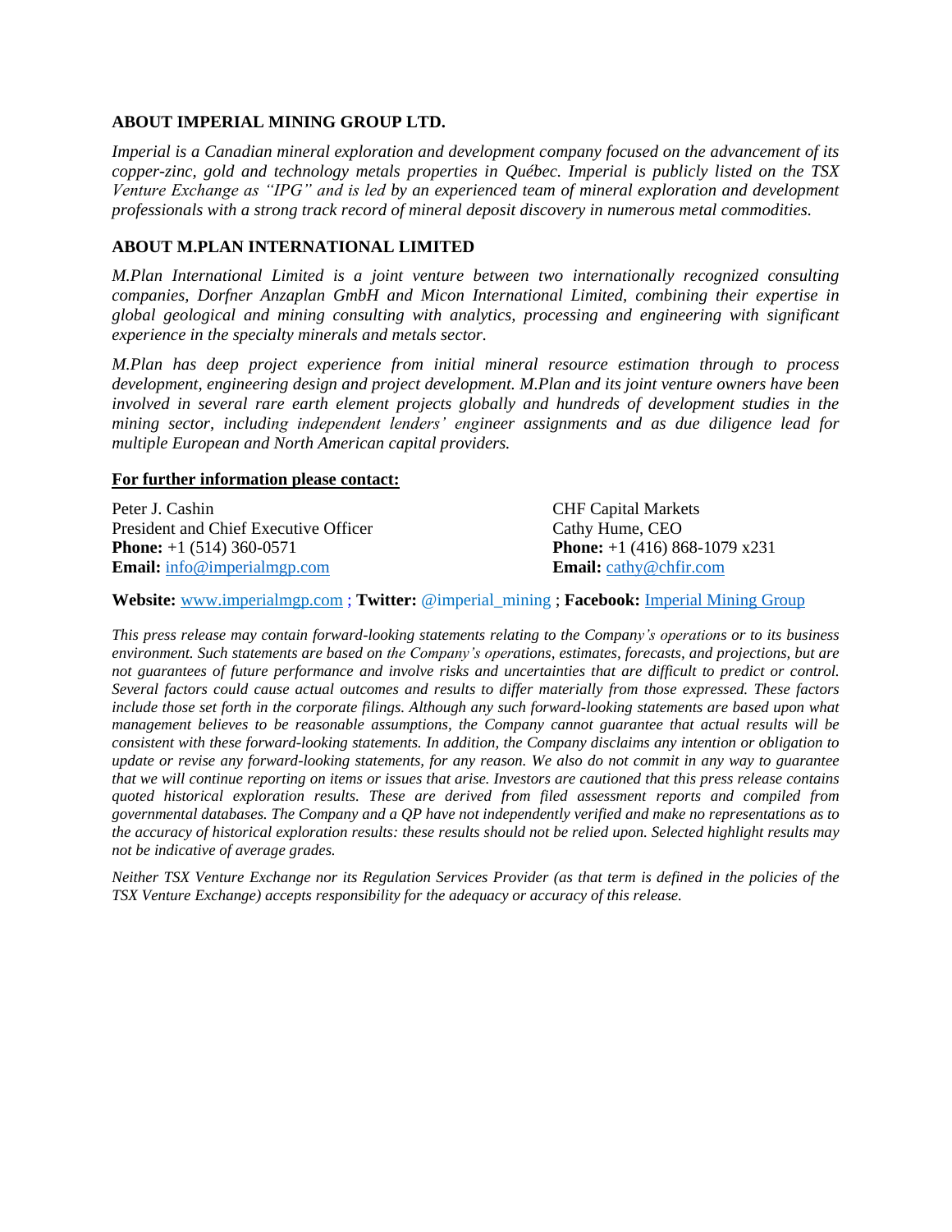## ABOUT IMPERIAL MINING GROUP LTD.

*Imperial is a Canadian mineral exploration and development company focused on the advancement of its copper-zinc, gold and technology metals properties in Québec. Imperial is publicly listed on the TSX Venture Exchange as "IPG" and is led by an experienced team of mineral exploration and development professionals with a strong track record of mineral deposit discovery in numerous metal commodities.*

## ABOUT M.PLAN INTERNATIONAL LIMITED

*M.Plan International Limited is a joint venture between two internationally recognized consulting companies, Dorfner Anzaplan GmbH and Micon International Limited, combining their expertise in global geological and mining consulting with analytics, processing and engineering with significant experience in the specialty minerals and metals sector.*

*M.Plan has deep project experience from initial mineral resource estimation through to process development, engineering design and project development. M.Plan and its joint venture owners have been involved in several rare earth element projects globally and hundreds of development studies in the mining sector, including independent lenders' engineer assignments and as due diligence lead for multiple European and North American capital providers.*

**For further information please contact:**

Peter J. Cashin
President and Chief Executive Officer
**Phone:** +1 (514) 360-0571
**Email:** info@imperialmgp.com

CHF Capital Markets
Cathy Hume, CEO
**Phone:** +1 (416) 868-1079 x231
**Email:** cathy@chfir.com

**Website:** www.imperialmgp.com ; **Twitter:** @imperial_mining ; **Facebook:** Imperial Mining Group

*This press release may contain forward-looking statements relating to the Company's operations or to its business environment. Such statements are based on the Company's operations, estimates, forecasts, and projections, but are not guarantees of future performance and involve risks and uncertainties that are difficult to predict or control. Several factors could cause actual outcomes and results to differ materially from those expressed. These factors include those set forth in the corporate filings. Although any such forward-looking statements are based upon what management believes to be reasonable assumptions, the Company cannot guarantee that actual results will be consistent with these forward-looking statements. In addition, the Company disclaims any intention or obligation to update or revise any forward-looking statements, for any reason. We also do not commit in any way to guarantee that we will continue reporting on items or issues that arise. Investors are cautioned that this press release contains quoted historical exploration results. These are derived from filed assessment reports and compiled from governmental databases. The Company and a QP have not independently verified and make no representations as to the accuracy of historical exploration results: these results should not be relied upon. Selected highlight results may not be indicative of average grades.*

*Neither TSX Venture Exchange nor its Regulation Services Provider (as that term is defined in the policies of the TSX Venture Exchange) accepts responsibility for the adequacy or accuracy of this release.*